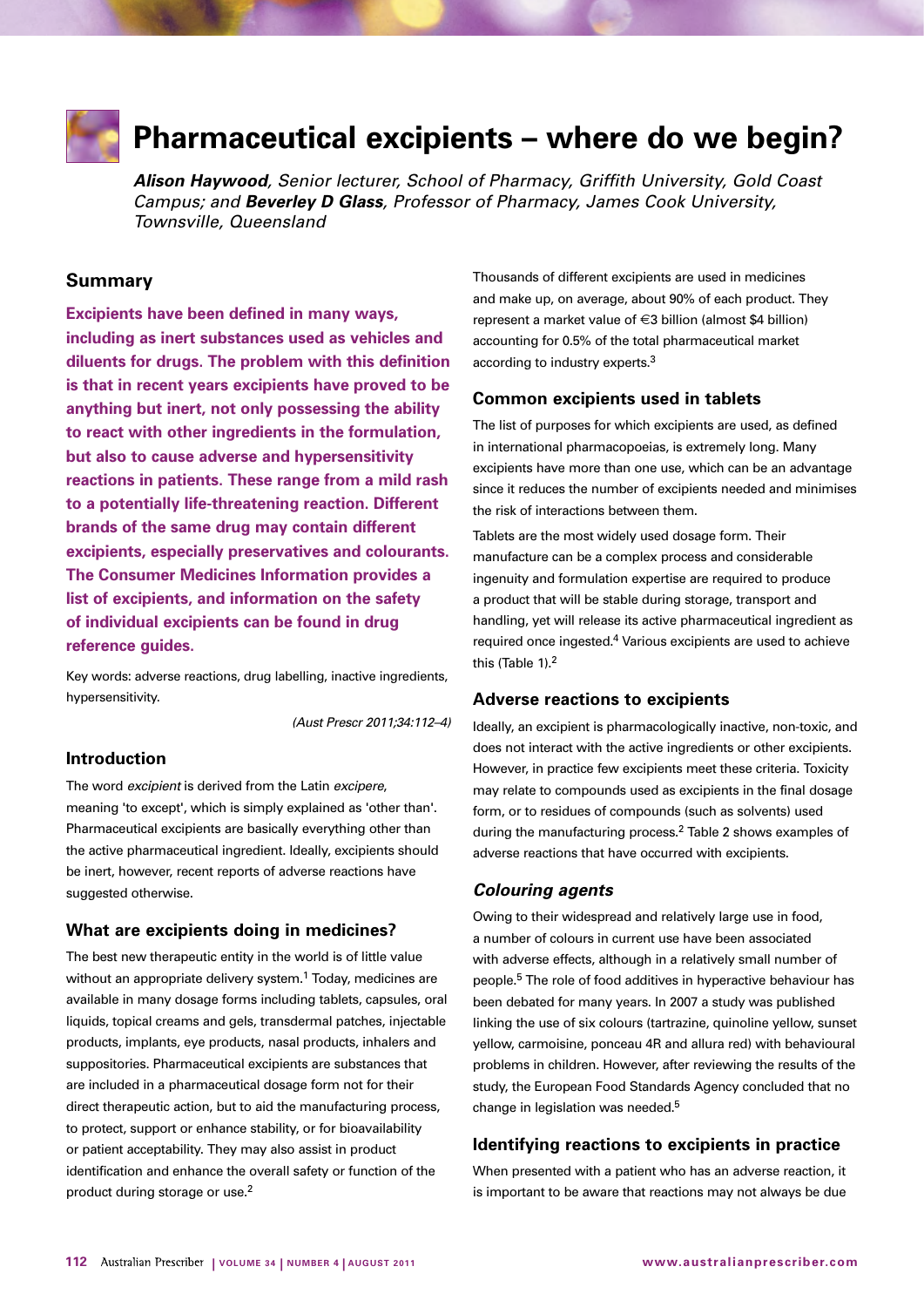# Pharmaceutical excipients – where do we begin?

***Alison Haywood**, Senior lecturer, School of Pharmacy, Griffith University, Gold Coast Campus; and **Beverley D Glass**, Professor of Pharmacy, James Cook University, Townsville, Queensland*

## Summary

**Excipients have been defined in many ways, including as inert substances used as vehicles and diluents for drugs. The problem with this definition is that in recent years excipients have proved to be anything but inert, not only possessing the ability to react with other ingredients in the formulation, but also to cause adverse and hypersensitivity reactions in patients. These range from a mild rash to a potentially life-threatening reaction. Different brands of the same drug may contain different excipients, especially preservatives and colourants. The Consumer Medicines Information provides a list of excipients, and information on the safety of individual excipients can be found in drug reference guides.**

Key words: adverse reactions, drug labelling, inactive ingredients, hypersensitivity.

*(Aust Prescr 2011;34:112–4)*

## Introduction

The word *excipient* is derived from the Latin *excipere*, meaning 'to except', which is simply explained as 'other than'. Pharmaceutical excipients are basically everything other than the active pharmaceutical ingredient. Ideally, excipients should be inert, however, recent reports of adverse reactions have suggested otherwise.

## What are excipients doing in medicines?

The best new therapeutic entity in the world is of little value without an appropriate delivery system.[1] Today, medicines are available in many dosage forms including tablets, capsules, oral liquids, topical creams and gels, transdermal patches, injectable products, implants, eye products, nasal products, inhalers and suppositories. Pharmaceutical excipients are substances that are included in a pharmaceutical dosage form not for their direct therapeutic action, but to aid the manufacturing process, to protect, support or enhance stability, or for bioavailability or patient acceptability. They may also assist in product identification and enhance the overall safety or function of the product during storage or use.[2]

Thousands of different excipients are used in medicines and make up, on average, about 90% of each product. They represent a market value of €3 billion (almost $4 billion) accounting for 0.5% of the total pharmaceutical market according to industry experts.[3]

## Common excipients used in tablets

The list of purposes for which excipients are used, as defined in international pharmacopoeias, is extremely long. Many excipients have more than one use, which can be an advantage since it reduces the number of excipients needed and minimises the risk of interactions between them.

Tablets are the most widely used dosage form. Their manufacture can be a complex process and considerable ingenuity and formulation expertise are required to produce a product that will be stable during storage, transport and handling, yet will release its active pharmaceutical ingredient as required once ingested.[4] Various excipients are used to achieve this (Table 1).[2]

## Adverse reactions to excipients

Ideally, an excipient is pharmacologically inactive, non-toxic, and does not interact with the active ingredients or other excipients. However, in practice few excipients meet these criteria. Toxicity may relate to compounds used as excipients in the final dosage form, or to residues of compounds (such as solvents) used during the manufacturing process.[2] Table 2 shows examples of adverse reactions that have occurred with excipients.

### *Colouring agents*

Owing to their widespread and relatively large use in food, a number of colours in current use have been associated with adverse effects, although in a relatively small number of people.[5] The role of food additives in hyperactive behaviour has been debated for many years. In 2007 a study was published linking the use of six colours (tartrazine, quinoline yellow, sunset yellow, carmoisine, ponceau 4R and allura red) with behavioural problems in children. However, after reviewing the results of the study, the European Food Standards Agency concluded that no change in legislation was needed.[5]

## Identifying reactions to excipients in practice

When presented with a patient who has an adverse reaction, it is important to be aware that reactions may not always be due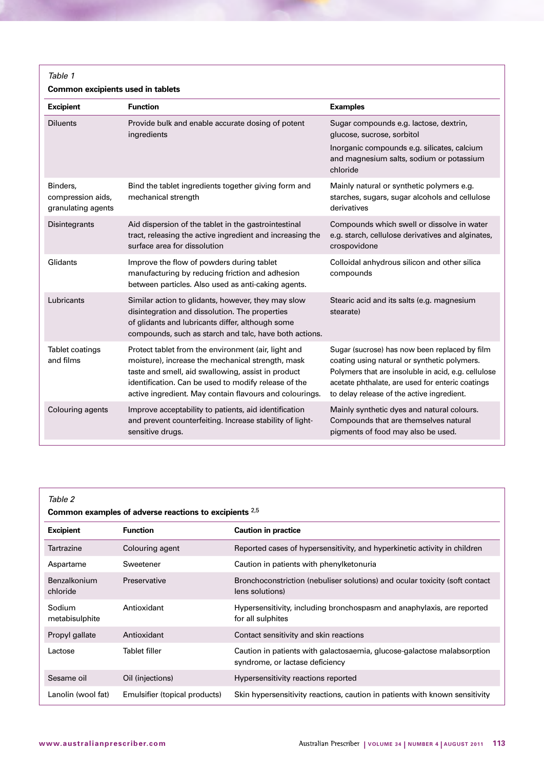*Table 1*

**Common excipients used in tablets**

| Excipient | Function | Examples |
| --- | --- | --- |
| Diluents | Provide bulk and enable accurate dosing of potent ingredients | Sugar compounds e.g. lactose, dextrin, glucose, sucrose, sorbitol<br>Inorganic compounds e.g. silicates, calcium and magnesium salts, sodium or potassium chloride |
| Binders, compression aids, granulating agents | Bind the tablet ingredients together giving form and mechanical strength | Mainly natural or synthetic polymers e.g. starches, sugars, sugar alcohols and cellulose derivatives |
| Disintegrants | Aid dispersion of the tablet in the gastrointestinal tract, releasing the active ingredient and increasing the surface area for dissolution | Compounds which swell or dissolve in water e.g. starch, cellulose derivatives and alginates, crospovidone |
| Glidants | Improve the flow of powders during tablet manufacturing by reducing friction and adhesion between particles. Also used as anti-caking agents. | Colloidal anhydrous silicon and other silica compounds |
| Lubricants | Similar action to glidants, however, they may slow disintegration and dissolution. The properties of glidants and lubricants differ, although some compounds, such as starch and talc, have both actions. | Stearic acid and its salts (e.g. magnesium stearate) |
| Tablet coatings and films | Protect tablet from the environment (air, light and moisture), increase the mechanical strength, mask taste and smell, aid swallowing, assist in product identification. Can be used to modify release of the active ingredient. May contain flavours and colourings. | Sugar (sucrose) has now been replaced by film coating using natural or synthetic polymers. Polymers that are insoluble in acid, e.g. cellulose acetate phthalate, are used for enteric coatings to delay release of the active ingredient. |
| Colouring agents | Improve acceptability to patients, aid identification and prevent counterfeiting. Increase stability of light-sensitive drugs. | Mainly synthetic dyes and natural colours. Compounds that are themselves natural pigments of food may also be used. |

*Table 2*

**Common examples of adverse reactions to excipients [2,5]**

| Excipient | Function | Caution in practice |
| --- | --- | --- |
| Tartrazine | Colouring agent | Reported cases of hypersensitivity, and hyperkinetic activity in children |
| Aspartame | Sweetener | Caution in patients with phenylketonuria |
| Benzalkonium chloride | Preservative | Bronchoconstriction (nebuliser solutions) and ocular toxicity (soft contact lens solutions) |
| Sodium metabisulphite | Antioxidant | Hypersensitivity, including bronchospasm and anaphylaxis, are reported for all sulphites |
| Propyl gallate | Antioxidant | Contact sensitivity and skin reactions |
| Lactose | Tablet filler | Caution in patients with galactosaemia, glucose-galactose malabsorption syndrome, or lactase deficiency |
| Sesame oil | Oil (injections) | Hypersensitivity reactions reported |
| Lanolin (wool fat) | Emulsifier (topical products) | Skin hypersensitivity reactions, caution in patients with known sensitivity |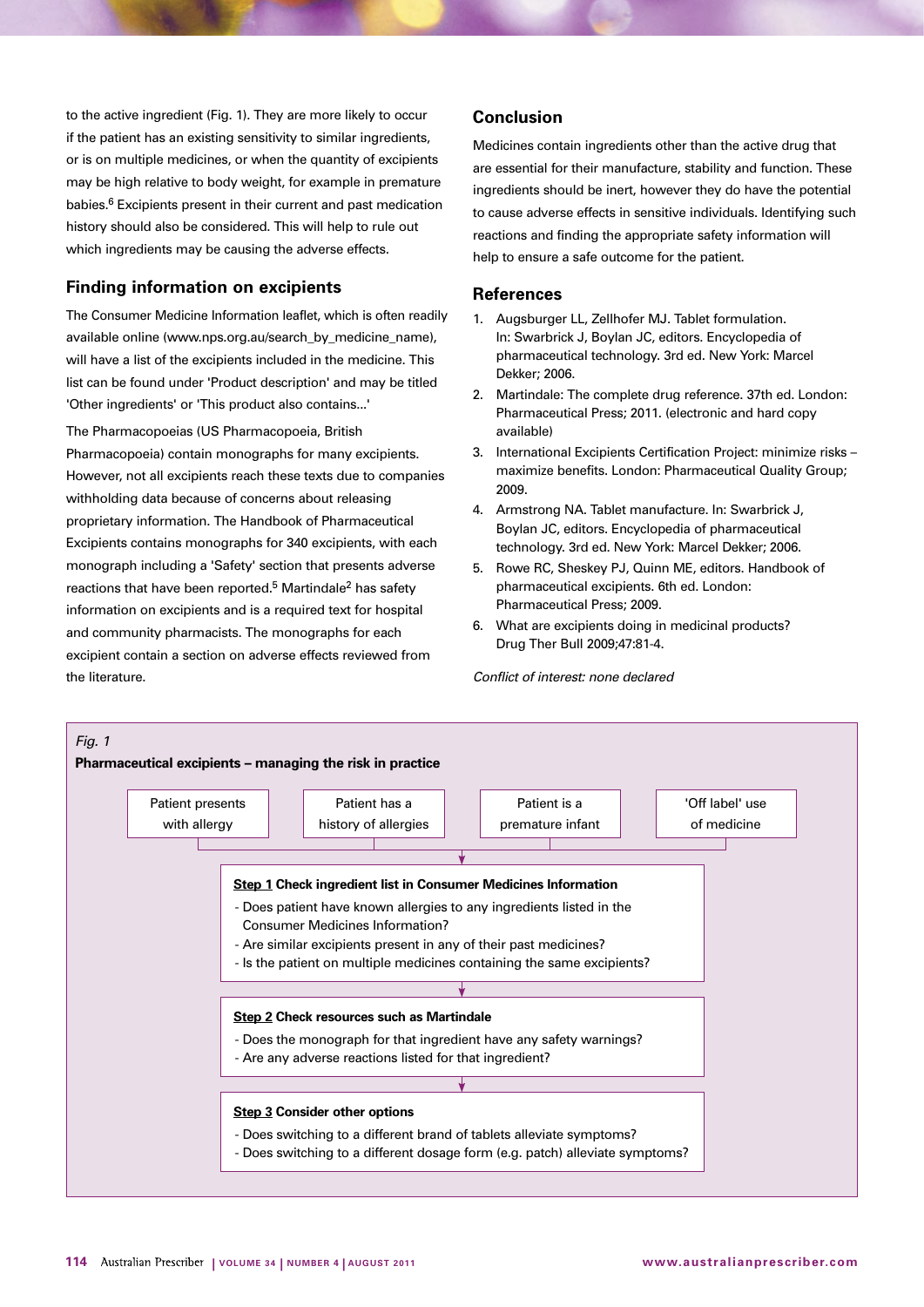to the active ingredient (Fig. 1). They are more likely to occur if the patient has an existing sensitivity to similar ingredients, or is on multiple medicines, or when the quantity of excipients may be high relative to body weight, for example in premature babies.[6] Excipients present in their current and past medication history should also be considered. This will help to rule out which ingredients may be causing the adverse effects.

## Finding information on excipients

The Consumer Medicine Information leaflet, which is often readily available online (www.nps.org.au/search_by_medicine_name), will have a list of the excipients included in the medicine. This list can be found under 'Product description' and may be titled 'Other ingredients' or 'This product also contains...'

The Pharmacopoeias (US Pharmacopoeia, British Pharmacopoeia) contain monographs for many excipients. However, not all excipients reach these texts due to companies withholding data because of concerns about releasing proprietary information. The Handbook of Pharmaceutical Excipients contains monographs for 340 excipients, with each monograph including a 'Safety' section that presents adverse reactions that have been reported.[5] Martindale[2] has safety information on excipients and is a required text for hospital and community pharmacists. The monographs for each excipient contain a section on adverse effects reviewed from the literature.

## Conclusion

Medicines contain ingredients other than the active drug that are essential for their manufacture, stability and function. These ingredients should be inert, however they do have the potential to cause adverse effects in sensitive individuals. Identifying such reactions and finding the appropriate safety information will help to ensure a safe outcome for the patient.

## References

1. Augsburger LL, Zellhofer MJ. Tablet formulation. In: Swarbrick J, Boylan JC, editors. Encyclopedia of pharmaceutical technology. 3rd ed. New York: Marcel Dekker; 2006.
2. Martindale: The complete drug reference. 37th ed. London: Pharmaceutical Press; 2011. (electronic and hard copy available)
3. International Excipients Certification Project: minimize risks – maximize benefits. London: Pharmaceutical Quality Group; 2009.
4. Armstrong NA. Tablet manufacture. In: Swarbrick J, Boylan JC, editors. Encyclopedia of pharmaceutical technology. 3rd ed. New York: Marcel Dekker; 2006.
5. Rowe RC, Sheskey PJ, Quinn ME, editors. Handbook of pharmaceutical excipients. 6th ed. London: Pharmaceutical Press; 2009.
6. What are excipients doing in medicinal products? Drug Ther Bull 2009;47:81-4.

*Conflict of interest: none declared*

*Fig. 1*

**Pharmaceutical excipients – managing the risk in practice**

Patient presents with allergy

Patient has a history of allergies

Patient is a premature infant

'Off label' use of medicine

**Step 1 Check ingredient list in Consumer Medicines Information**

- Does patient have known allergies to any ingredients listed in the Consumer Medicines Information?
- Are similar excipients present in any of their past medicines?
- Is the patient on multiple medicines containing the same excipients?

**Step 2 Check resources such as Martindale**

- Does the monograph for that ingredient have any safety warnings?
- Are any adverse reactions listed for that ingredient?

**Step 3 Consider other options**

- Does switching to a different brand of tablets alleviate symptoms?
- Does switching to a different dosage form (e.g. patch) alleviate symptoms?